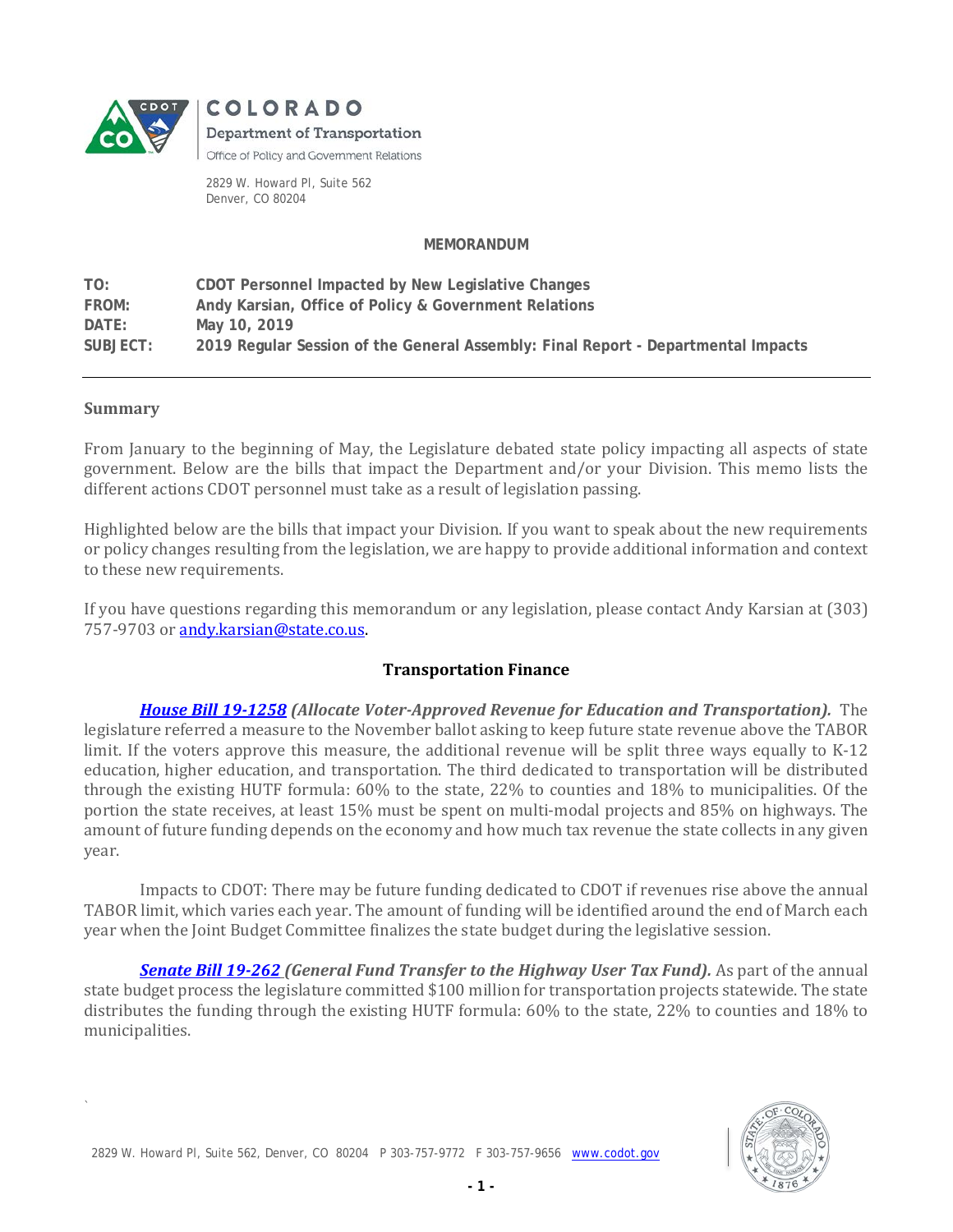**COLORADO**
**Department of Transportation**
Office of Policy and Government Relations

2829 W. Howard Pl, Suite 562
Denver, CO 80204

**MEMORANDUM**

**TO:** CDOT Personnel Impacted by New Legislative Changes
**FROM:** Andy Karsian, Office of Policy & Government Relations
**DATE:** May 10, 2019
**SUBJECT:** 2019 Regular Session of the General Assembly: Final Report - Departmental Impacts

---

**Summary**

From January to the beginning of May, the Legislature debated state policy impacting all aspects of state government. Below are the bills that impact the Department and/or your Division. This memo lists the different actions CDOT personnel must take as a result of legislation passing.

Highlighted below are the bills that impact your Division. If you want to speak about the new requirements or policy changes resulting from the legislation, we are happy to provide additional information and context to these new requirements.

If you have questions regarding this memorandum or any legislation, please contact Andy Karsian at (303) 757-9703 or andy.karsian@state.co.us.

## Transportation Finance

***House Bill 19-1258*** ***(Allocate Voter-Approved Revenue for Education and Transportation).*** The legislature referred a measure to the November ballot asking to keep future state revenue above the TABOR limit. If the voters approve this measure, the additional revenue will be split three ways equally to K-12 education, higher education, and transportation. The third dedicated to transportation will be distributed through the existing HUTF formula: 60% to the state, 22% to counties and 18% to municipalities. Of the portion the state receives, at least 15% must be spent on multi-modal projects and 85% on highways. The amount of future funding depends on the economy and how much tax revenue the state collects in any given year.

Impacts to CDOT: There may be future funding dedicated to CDOT if revenues rise above the annual TABOR limit, which varies each year. The amount of funding will be identified around the end of March each year when the Joint Budget Committee finalizes the state budget during the legislative session.

***Senate Bill 19-262*** ***(General Fund Transfer to the Highway User Tax Fund).*** As part of the annual state budget process the legislature committed $100 million for transportation projects statewide. The state distributes the funding through the existing HUTF formula: 60% to the state, 22% to counties and 18% to municipalities.

2829 W. Howard Pl, Suite 562, Denver, CO 80204 P 303-757-9772 F 303-757-9656 www.codot.gov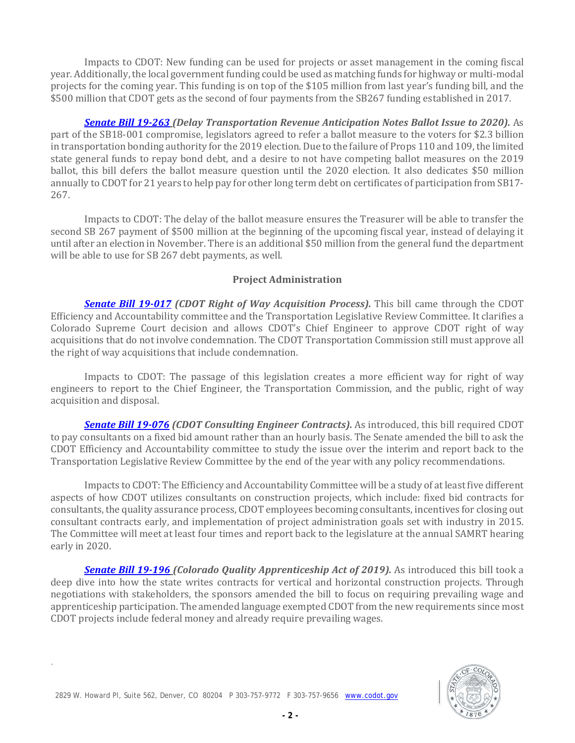Impacts to CDOT: New funding can be used for projects or asset management in the coming fiscal year. Additionally, the local government funding could be used as matching funds for highway or multi-modal projects for the coming year. This funding is on top of the $105 million from last year's funding bill, and the $500 million that CDOT gets as the second of four payments from the SB267 funding established in 2017.

***Senate Bill 19-263*** ***(Delay Transportation Revenue Anticipation Notes Ballot Issue to 2020).*** As part of the SB18-001 compromise, legislators agreed to refer a ballot measure to the voters for $2.3 billion in transportation bonding authority for the 2019 election. Due to the failure of Props 110 and 109, the limited state general funds to repay bond debt, and a desire to not have competing ballot measures on the 2019 ballot, this bill defers the ballot measure question until the 2020 election. It also dedicates $50 million annually to CDOT for 21 years to help pay for other long term debt on certificates of participation from SB17-267.

Impacts to CDOT: The delay of the ballot measure ensures the Treasurer will be able to transfer the second SB 267 payment of $500 million at the beginning of the upcoming fiscal year, instead of delaying it until after an election in November. There is an additional $50 million from the general fund the department will be able to use for SB 267 debt payments, as well.

## Project Administration

***Senate Bill 19-017*** ***(CDOT Right of Way Acquisition Process).*** This bill came through the CDOT Efficiency and Accountability committee and the Transportation Legislative Review Committee. It clarifies a Colorado Supreme Court decision and allows CDOT's Chief Engineer to approve CDOT right of way acquisitions that do not involve condemnation. The CDOT Transportation Commission still must approve all the right of way acquisitions that include condemnation.

Impacts to CDOT: The passage of this legislation creates a more efficient way for right of way engineers to report to the Chief Engineer, the Transportation Commission, and the public, right of way acquisition and disposal.

***Senate Bill 19-076*** ***(CDOT Consulting Engineer Contracts).*** As introduced, this bill required CDOT to pay consultants on a fixed bid amount rather than an hourly basis. The Senate amended the bill to ask the CDOT Efficiency and Accountability committee to study the issue over the interim and report back to the Transportation Legislative Review Committee by the end of the year with any policy recommendations.

Impacts to CDOT: The Efficiency and Accountability Committee will be a study of at least five different aspects of how CDOT utilizes consultants on construction projects, which include: fixed bid contracts for consultants, the quality assurance process, CDOT employees becoming consultants, incentives for closing out consultant contracts early, and implementation of project administration goals set with industry in 2015. The Committee will meet at least four times and report back to the legislature at the annual SAMRT hearing early in 2020.

***Senate Bill 19-196*** ***(Colorado Quality Apprenticeship Act of 2019).*** As introduced this bill took a deep dive into how the state writes contracts for vertical and horizontal construction projects. Through negotiations with stakeholders, the sponsors amended the bill to focus on requiring prevailing wage and apprenticeship participation. The amended language exempted CDOT from the new requirements since most CDOT projects include federal money and already require prevailing wages.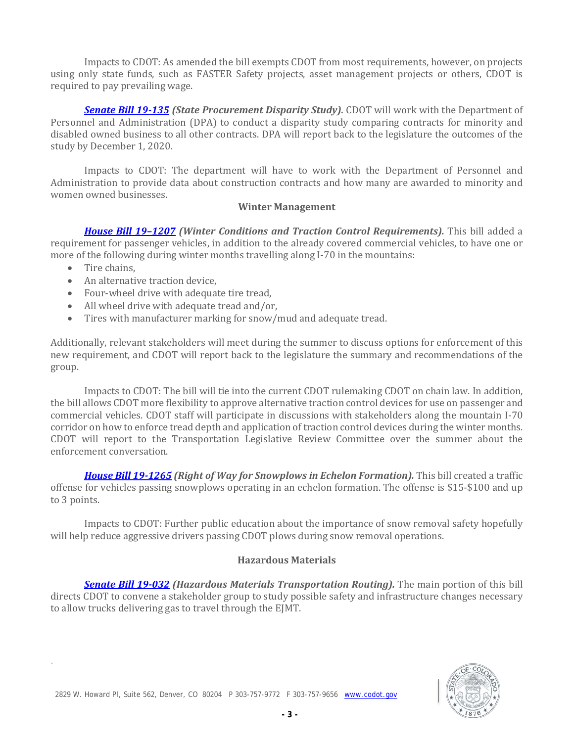Impacts to CDOT: As amended the bill exempts CDOT from most requirements, however, on projects using only state funds, such as FASTER Safety projects, asset management projects or others, CDOT is required to pay prevailing wage.

***Senate Bill 19-135*** ***(State Procurement Disparity Study).*** CDOT will work with the Department of Personnel and Administration (DPA) to conduct a disparity study comparing contracts for minority and disabled owned business to all other contracts. DPA will report back to the legislature the outcomes of the study by December 1, 2020.

Impacts to CDOT: The department will have to work with the Department of Personnel and Administration to provide data about construction contracts and how many are awarded to minority and women owned businesses.

### Winter Management

***House Bill 19–1207*** ***(Winter Conditions and Traction Control Requirements).*** This bill added a requirement for passenger vehicles, in addition to the already covered commercial vehicles, to have one or more of the following during winter months travelling along I-70 in the mountains:

- Tire chains,
- An alternative traction device,
- Four-wheel drive with adequate tire tread,
- All wheel drive with adequate tread and/or,
- Tires with manufacturer marking for snow/mud and adequate tread.

Additionally, relevant stakeholders will meet during the summer to discuss options for enforcement of this new requirement, and CDOT will report back to the legislature the summary and recommendations of the group.

Impacts to CDOT: The bill will tie into the current CDOT rulemaking CDOT on chain law. In addition, the bill allows CDOT more flexibility to approve alternative traction control devices for use on passenger and commercial vehicles. CDOT staff will participate in discussions with stakeholders along the mountain I-70 corridor on how to enforce tread depth and application of traction control devices during the winter months. CDOT will report to the Transportation Legislative Review Committee over the summer about the enforcement conversation.

***House Bill 19-1265*** ***(Right of Way for Snowplows in Echelon Formation).*** This bill created a traffic offense for vehicles passing snowplows operating in an echelon formation. The offense is $15-$100 and up to 3 points.

Impacts to CDOT: Further public education about the importance of snow removal safety hopefully will help reduce aggressive drivers passing CDOT plows during snow removal operations.

### Hazardous Materials

***Senate Bill 19-032*** ***(Hazardous Materials Transportation Routing).*** The main portion of this bill directs CDOT to convene a stakeholder group to study possible safety and infrastructure changes necessary to allow trucks delivering gas to travel through the EJMT.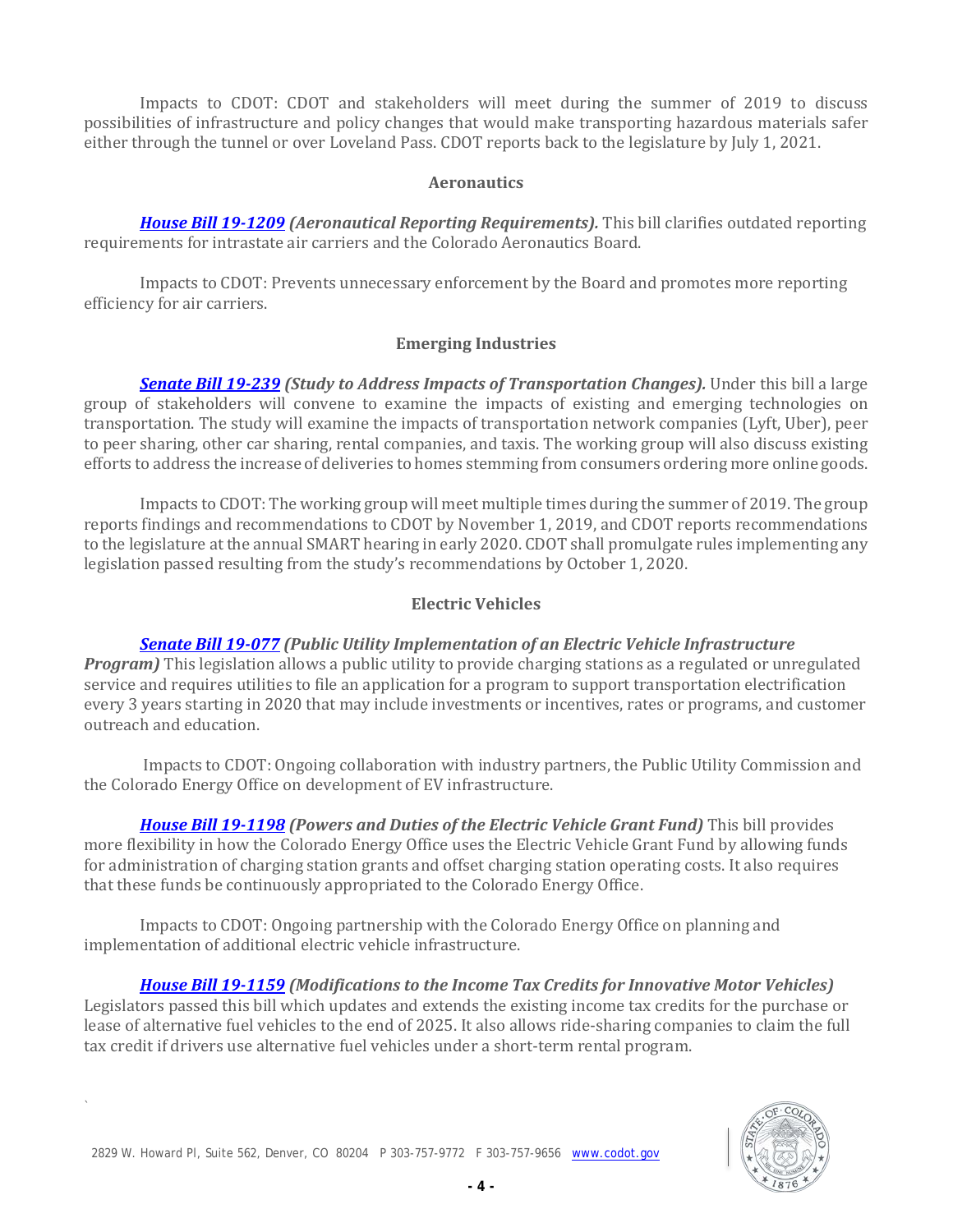Impacts to CDOT: CDOT and stakeholders will meet during the summer of 2019 to discuss possibilities of infrastructure and policy changes that would make transporting hazardous materials safer either through the tunnel or over Loveland Pass. CDOT reports back to the legislature by July 1, 2021.

### Aeronautics

***House Bill 19-1209*** ***(Aeronautical Reporting Requirements).*** This bill clarifies outdated reporting requirements for intrastate air carriers and the Colorado Aeronautics Board.

Impacts to CDOT: Prevents unnecessary enforcement by the Board and promotes more reporting efficiency for air carriers.

### Emerging Industries

***Senate Bill 19-239*** ***(Study to Address Impacts of Transportation Changes).*** Under this bill a large group of stakeholders will convene to examine the impacts of existing and emerging technologies on transportation. The study will examine the impacts of transportation network companies (Lyft, Uber), peer to peer sharing, other car sharing, rental companies, and taxis. The working group will also discuss existing efforts to address the increase of deliveries to homes stemming from consumers ordering more online goods.

Impacts to CDOT: The working group will meet multiple times during the summer of 2019. The group reports findings and recommendations to CDOT by November 1, 2019, and CDOT reports recommendations to the legislature at the annual SMART hearing in early 2020. CDOT shall promulgate rules implementing any legislation passed resulting from the study's recommendations by October 1, 2020.

### Electric Vehicles

***Senate Bill 19-077*** ***(Public Utility Implementation of an Electric Vehicle Infrastructure Program)*** This legislation allows a public utility to provide charging stations as a regulated or unregulated service and requires utilities to file an application for a program to support transportation electrification every 3 years starting in 2020 that may include investments or incentives, rates or programs, and customer outreach and education.

Impacts to CDOT: Ongoing collaboration with industry partners, the Public Utility Commission and the Colorado Energy Office on development of EV infrastructure.

***House Bill 19-1198*** ***(Powers and Duties of the Electric Vehicle Grant Fund)*** This bill provides more flexibility in how the Colorado Energy Office uses the Electric Vehicle Grant Fund by allowing funds for administration of charging station grants and offset charging station operating costs. It also requires that these funds be continuously appropriated to the Colorado Energy Office.

Impacts to CDOT: Ongoing partnership with the Colorado Energy Office on planning and implementation of additional electric vehicle infrastructure.

***House Bill 19-1159*** ***(Modifications to the Income Tax Credits for Innovative Motor Vehicles)*** Legislators passed this bill which updates and extends the existing income tax credits for the purchase or lease of alternative fuel vehicles to the end of 2025. It also allows ride-sharing companies to claim the full tax credit if drivers use alternative fuel vehicles under a short-term rental program.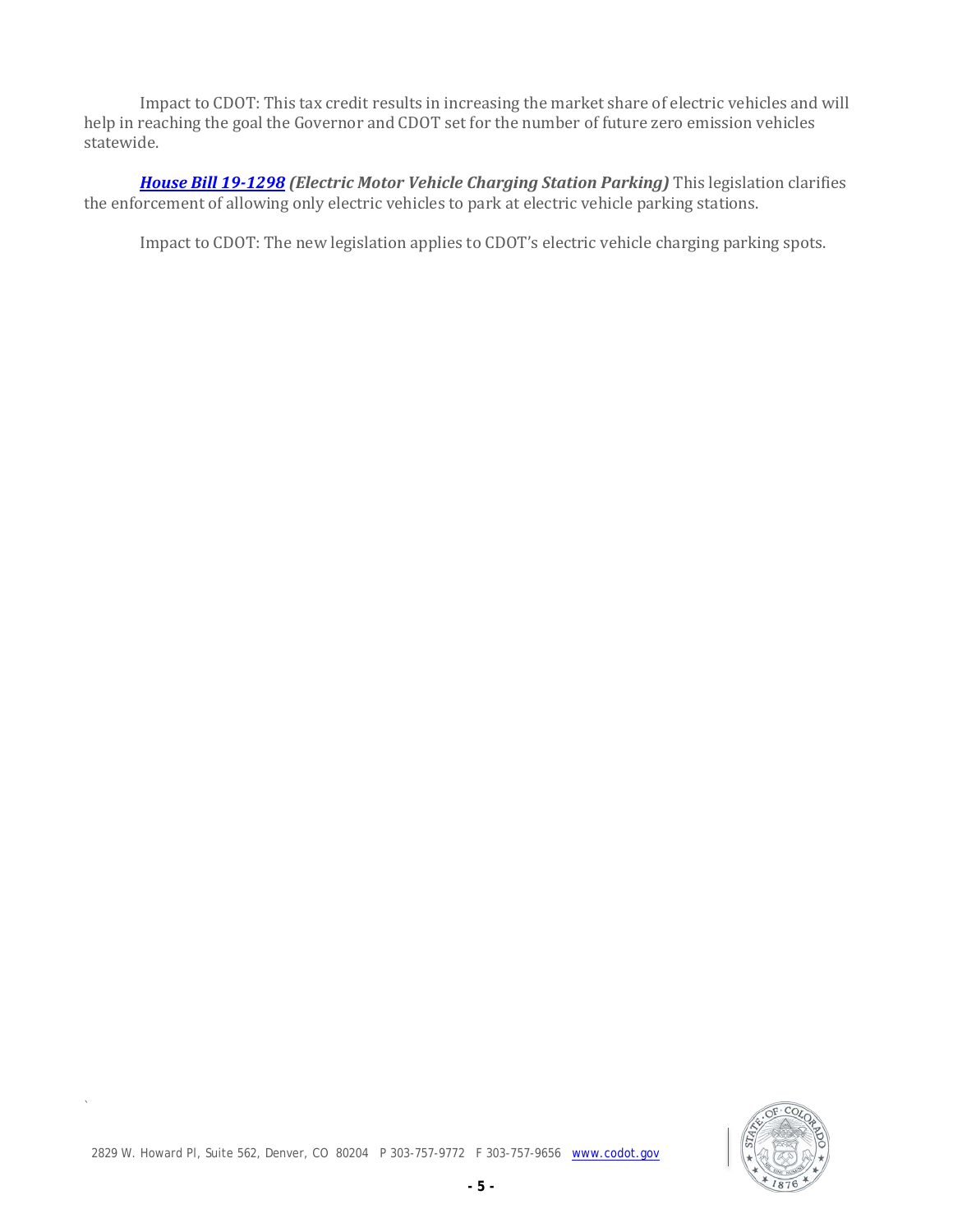Impact to CDOT: This tax credit results in increasing the market share of electric vehicles and will help in reaching the goal the Governor and CDOT set for the number of future zero emission vehicles statewide.

***House Bill 19-1298*** ***(Electric Motor Vehicle Charging Station Parking)*** This legislation clarifies the enforcement of allowing only electric vehicles to park at electric vehicle parking stations.

Impact to CDOT: The new legislation applies to CDOT's electric vehicle charging parking spots.